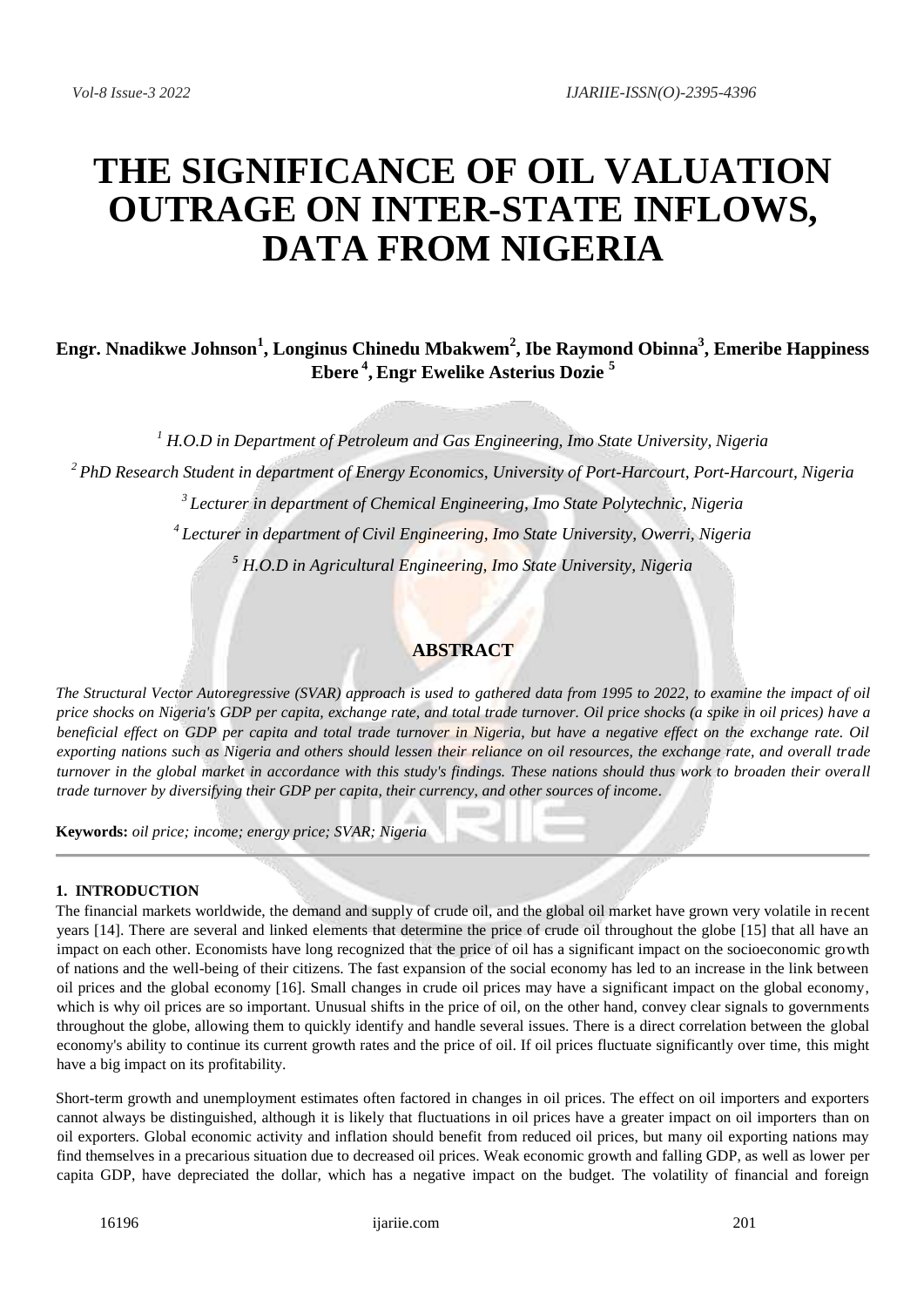# THE SIGNIFICANCE OF OIL VALUATION OUTRAGE ON INTER-STATE INFLOWS, DATA FROM NIGERIA

**Engr. Nnadikwe Johnson[1], Longinus Chinedu Mbakwem[2], Ibe Raymond Obinna[3], Emeribe Happiness Ebere[4], Engr Ewelike Asterius Dozie[5]**

*[1] H.O.D in Department of Petroleum and Gas Engineering, Imo State University, Nigeria*

*[2] PhD Research Student in department of Energy Economics, University of Port-Harcourt, Port-Harcourt, Nigeria*

*[3] Lecturer in department of Chemical Engineering, Imo State Polytechnic, Nigeria*

*[4] Lecturer in department of Civil Engineering, Imo State University, Owerri, Nigeria*

*[5] H.O.D in Agricultural Engineering, Imo State University, Nigeria*

## ABSTRACT

*The Structural Vector Autoregressive (SVAR) approach is used to gathered data from 1995 to 2022, to examine the impact of oil price shocks on Nigeria's GDP per capita, exchange rate, and total trade turnover. Oil price shocks (a spike in oil prices) have a beneficial effect on GDP per capita and total trade turnover in Nigeria, but have a negative effect on the exchange rate. Oil exporting nations such as Nigeria and others should lessen their reliance on oil resources, the exchange rate, and overall trade turnover in the global market in accordance with this study's findings. These nations should thus work to broaden their overall trade turnover by diversifying their GDP per capita, their currency, and other sources of income.*

**Keywords:** *oil price; income; energy price; SVAR; Nigeria*

## 1. INTRODUCTION

The financial markets worldwide, the demand and supply of crude oil, and the global oil market have grown very volatile in recent years [14]. There are several and linked elements that determine the price of crude oil throughout the globe [15] that all have an impact on each other. Economists have long recognized that the price of oil has a significant impact on the socioeconomic growth of nations and the well-being of their citizens. The fast expansion of the social economy has led to an increase in the link between oil prices and the global economy [16]. Small changes in crude oil prices may have a significant impact on the global economy, which is why oil prices are so important. Unusual shifts in the price of oil, on the other hand, convey clear signals to governments throughout the globe, allowing them to quickly identify and handle several issues. There is a direct correlation between the global economy's ability to continue its current growth rates and the price of oil. If oil prices fluctuate significantly over time, this might have a big impact on its profitability.

Short-term growth and unemployment estimates often factored in changes in oil prices. The effect on oil importers and exporters cannot always be distinguished, although it is likely that fluctuations in oil prices have a greater impact on oil importers than on oil exporters. Global economic activity and inflation should benefit from reduced oil prices, but many oil exporting nations may find themselves in a precarious situation due to decreased oil prices. Weak economic growth and falling GDP, as well as lower per capita GDP, have depreciated the dollar, which has a negative impact on the budget. The volatility of financial and foreign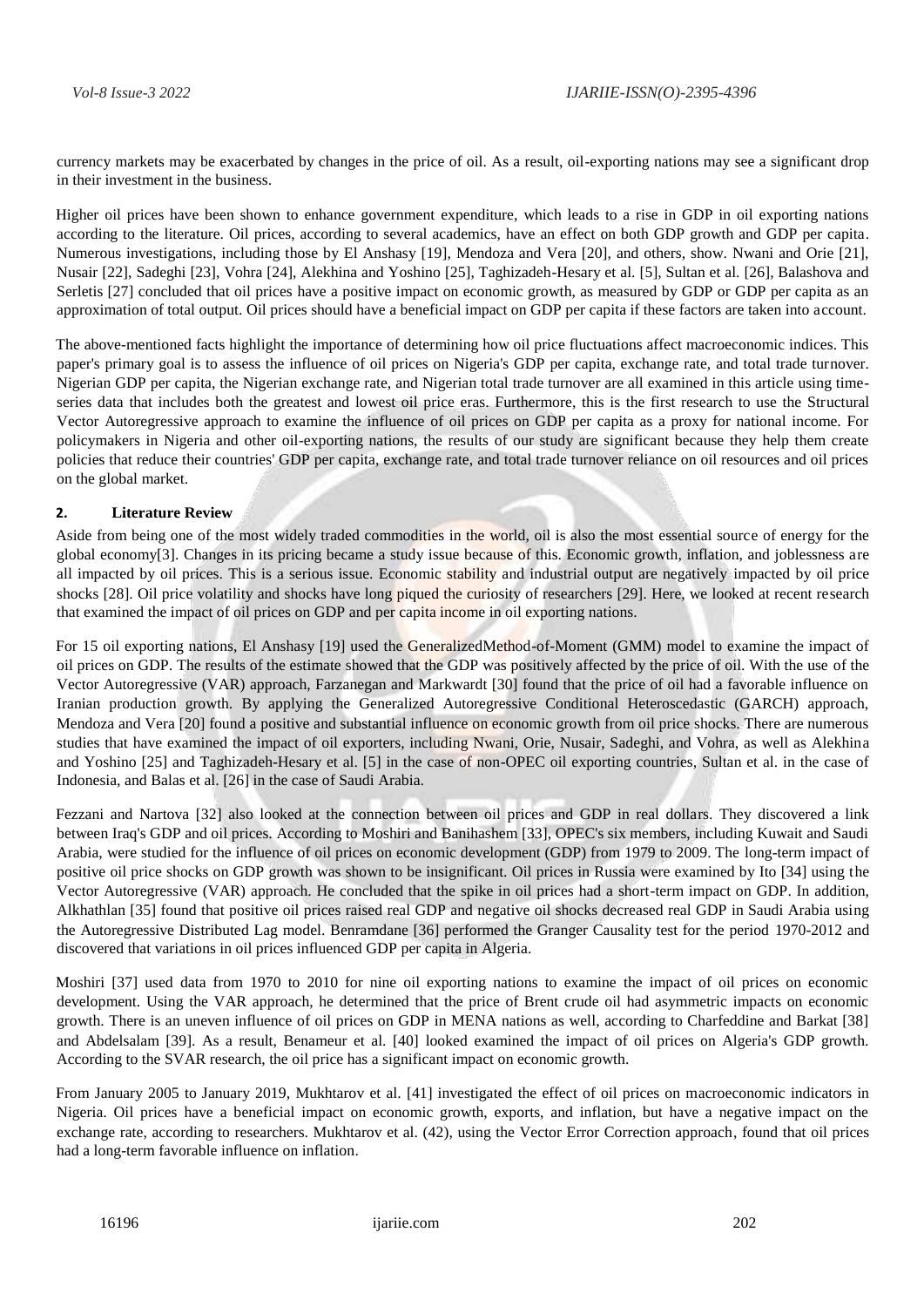currency markets may be exacerbated by changes in the price of oil. As a result, oil-exporting nations may see a significant drop in their investment in the business.

Higher oil prices have been shown to enhance government expenditure, which leads to a rise in GDP in oil exporting nations according to the literature. Oil prices, according to several academics, have an effect on both GDP growth and GDP per capita. Numerous investigations, including those by El Anshasy [19], Mendoza and Vera [20], and others, show. Nwani and Orie [21], Nusair [22], Sadeghi [23], Vohra [24], Alekhina and Yoshino [25], Taghizadeh-Hesary et al. [5], Sultan et al. [26], Balashova and Serletis [27] concluded that oil prices have a positive impact on economic growth, as measured by GDP or GDP per capita as an approximation of total output. Oil prices should have a beneficial impact on GDP per capita if these factors are taken into account.

The above-mentioned facts highlight the importance of determining how oil price fluctuations affect macroeconomic indices. This paper's primary goal is to assess the influence of oil prices on Nigeria's GDP per capita, exchange rate, and total trade turnover. Nigerian GDP per capita, the Nigerian exchange rate, and Nigerian total trade turnover are all examined in this article using time-series data that includes both the greatest and lowest oil price eras. Furthermore, this is the first research to use the Structural Vector Autoregressive approach to examine the influence of oil prices on GDP per capita as a proxy for national income. For policymakers in Nigeria and other oil-exporting nations, the results of our study are significant because they help them create policies that reduce their countries' GDP per capita, exchange rate, and total trade turnover reliance on oil resources and oil prices on the global market.

## 2. Literature Review

Aside from being one of the most widely traded commodities in the world, oil is also the most essential source of energy for the global economy[3]. Changes in its pricing became a study issue because of this. Economic growth, inflation, and joblessness are all impacted by oil prices. This is a serious issue. Economic stability and industrial output are negatively impacted by oil price shocks [28]. Oil price volatility and shocks have long piqued the curiosity of researchers [29]. Here, we looked at recent research that examined the impact of oil prices on GDP and per capita income in oil exporting nations.

For 15 oil exporting nations, El Anshasy [19] used the GeneralizedMethod-of-Moment (GMM) model to examine the impact of oil prices on GDP. The results of the estimate showed that the GDP was positively affected by the price of oil. With the use of the Vector Autoregressive (VAR) approach, Farzanegan and Markwardt [30] found that the price of oil had a favorable influence on Iranian production growth. By applying the Generalized Autoregressive Conditional Heteroscedastic (GARCH) approach, Mendoza and Vera [20] found a positive and substantial influence on economic growth from oil price shocks. There are numerous studies that have examined the impact of oil exporters, including Nwani, Orie, Nusair, Sadeghi, and Vohra, as well as Alekhina and Yoshino [25] and Taghizadeh-Hesary et al. [5] in the case of non-OPEC oil exporting countries, Sultan et al. in the case of Indonesia, and Balas et al. [26] in the case of Saudi Arabia.

Fezzani and Nartova [32] also looked at the connection between oil prices and GDP in real dollars. They discovered a link between Iraq's GDP and oil prices. According to Moshiri and Banihashem [33], OPEC's six members, including Kuwait and Saudi Arabia, were studied for the influence of oil prices on economic development (GDP) from 1979 to 2009. The long-term impact of positive oil price shocks on GDP growth was shown to be insignificant. Oil prices in Russia were examined by Ito [34] using the Vector Autoregressive (VAR) approach. He concluded that the spike in oil prices had a short-term impact on GDP. In addition, Alkhathlan [35] found that positive oil prices raised real GDP and negative oil shocks decreased real GDP in Saudi Arabia using the Autoregressive Distributed Lag model. Benramdane [36] performed the Granger Causality test for the period 1970-2012 and discovered that variations in oil prices influenced GDP per capita in Algeria.

Moshiri [37] used data from 1970 to 2010 for nine oil exporting nations to examine the impact of oil prices on economic development. Using the VAR approach, he determined that the price of Brent crude oil had asymmetric impacts on economic growth. There is an uneven influence of oil prices on GDP in MENA nations as well, according to Charfeddine and Barkat [38] and Abdelsalam [39]. As a result, Benameur et al. [40] looked examined the impact of oil prices on Algeria's GDP growth. According to the SVAR research, the oil price has a significant impact on economic growth.

From January 2005 to January 2019, Mukhtarov et al. [41] investigated the effect of oil prices on macroeconomic indicators in Nigeria. Oil prices have a beneficial impact on economic growth, exports, and inflation, but have a negative impact on the exchange rate, according to researchers. Mukhtarov et al. (42), using the Vector Error Correction approach, found that oil prices had a long-term favorable influence on inflation.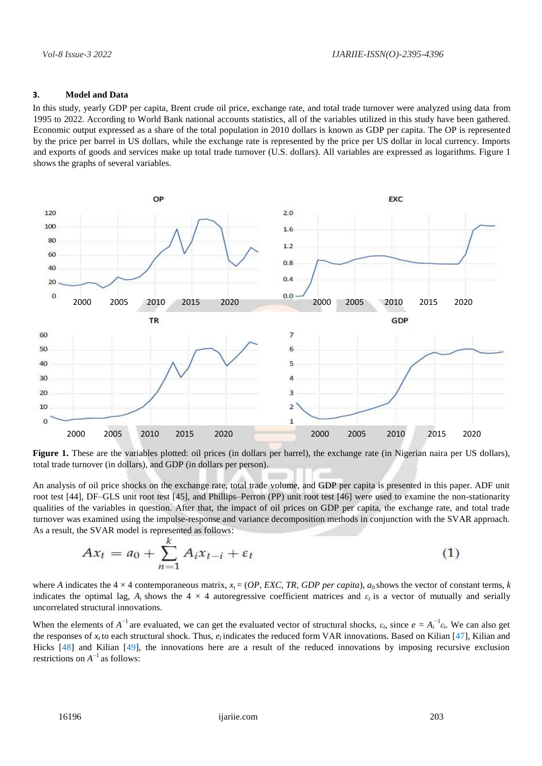## 3. Model and Data

In this study, yearly GDP per capita, Brent crude oil price, exchange rate, and total trade turnover were analyzed using data from 1995 to 2022. According to World Bank national accounts statistics, all of the variables utilized in this study have been gathered. Economic output expressed as a share of the total population in 2010 dollars is known as GDP per capita. The OP is represented by the price per barrel in US dollars, while the exchange rate is represented by the price per US dollar in local currency. Imports and exports of goods and services make up total trade turnover (U.S. dollars). All variables are expressed as logarithms. Figure 1 shows the graphs of several variables.

**Figure 1.** These are the variables plotted: oil prices (in dollars per barrel), the exchange rate (in Nigerian naira per US dollars), total trade turnover (in dollars), and GDP (in dollars per person).

An analysis of oil price shocks on the exchange rate, total trade volume, and GDP per capita is presented in this paper. ADF unit root test [44], DF–GLS unit root test [45], and Phillips–Perron (PP) unit root test [46] were used to examine the non-stationarity qualities of the variables in question. After that, the impact of oil prices on GDP per capita, the exchange rate, and total trade turnover was examined using the impulse-response and variance decomposition methods in conjunction with the SVAR approach. As a result, the SVAR model is represented as follows:

$$Ax_t = a_0 + \sum_{n=1}^{k} A_i x_{t-i} + \varepsilon_t \tag{1}$$

where $A$ indicates the 4 × 4 contemporaneous matrix, $x_t = (OP, EXC, TR, GDP\ per\ capita)$, $a_0$ shows the vector of constant terms, $k$ indicates the optimal lag, $A_i$ shows the 4 × 4 autoregressive coefficient matrices and $\varepsilon_t$ is a vector of mutually and serially uncorrelated structural innovations.

When the elements of $A^{-1}$ are evaluated, we can get the evaluated vector of structural shocks, $\varepsilon_t$, since $e = A_i^{-1}\varepsilon_t$. We can also get the responses of $x_t$ to each structural shock. Thus, $e_t$ indicates the reduced form VAR innovations. Based on Kilian [47], Kilian and Hicks [48] and Kilian [49], the innovations here are a result of the reduced innovations by imposing recursive exclusion restrictions on $A^{-1}$ as follows: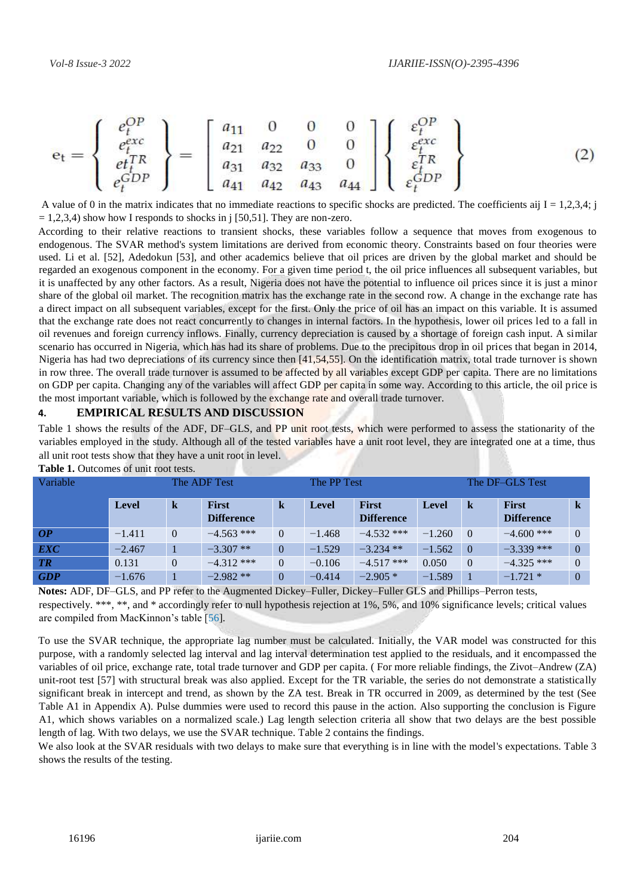$$
\mathrm{e}_t = \begin{Bmatrix} e_t^{OP} \\ e_t^{exc} \\ et_t^{TR} \\ e_t^{GDP} \end{Bmatrix} = \begin{bmatrix} a_{11} & 0 & 0 & 0 \\ a_{21} & a_{22} & 0 & 0 \\ a_{31} & a_{32} & a_{33} & 0 \\ a_{41} & a_{42} & a_{43} & a_{44} \end{bmatrix} \begin{Bmatrix} \varepsilon_t^{OP} \\ \varepsilon_t^{exc} \\ \varepsilon_t^{TR} \\ \varepsilon_t^{GDP} \end{Bmatrix} \tag{2}
$$

A value of 0 in the matrix indicates that no immediate reactions to specific shocks are predicted. The coefficients aij I = 1,2,3,4; j = 1,2,3,4) show how I responds to shocks in j [50,51]. They are non-zero.

According to their relative reactions to transient shocks, these variables follow a sequence that moves from exogenous to endogenous. The SVAR method's system limitations are derived from economic theory. Constraints based on four theories were used. Li et al. [52], Adedokun [53], and other academics believe that oil prices are driven by the global market and should be regarded an exogenous component in the economy. For a given time period t, the oil price influences all subsequent variables, but it is unaffected by any other factors. As a result, Nigeria does not have the potential to influence oil prices since it is just a minor share of the global oil market. The recognition matrix has the exchange rate in the second row. A change in the exchange rate has a direct impact on all subsequent variables, except for the first. Only the price of oil has an impact on this variable. It is assumed that the exchange rate does not react concurrently to changes in internal factors. In the hypothesis, lower oil prices led to a fall in oil revenues and foreign currency inflows. Finally, currency depreciation is caused by a shortage of foreign cash input. A similar scenario has occurred in Nigeria, which has had its share of problems. Due to the precipitous drop in oil prices that began in 2014, Nigeria has had two depreciations of its currency since then [41,54,55]. On the identification matrix, total trade turnover is shown in row three. The overall trade turnover is assumed to be affected by all variables except GDP per capita. There are no limitations on GDP per capita. Changing any of the variables will affect GDP per capita in some way. According to this article, the oil price is the most important variable, which is followed by the exchange rate and overall trade turnover.

## 4. EMPIRICAL RESULTS AND DISCUSSION

Table 1 shows the results of the ADF, DF–GLS, and PP unit root tests, which were performed to assess the stationarity of the variables employed in the study. Although all of the tested variables have a unit root level, they are integrated one at a time, thus all unit root tests show that they have a unit root in level.

**Table 1.** Outcomes of unit root tests.

| Variable | The ADF Test | | | | The PP Test | | The DF–GLS Test | | | |
|---|---|---|---|---|---|---|---|---|---|---|
| | **Level** | **k** | **First Difference** | **k** | **Level** | **First Difference** | **Level** | **k** | **First Difference** | **k** |
| ***OP*** | −1.411 | 0 | −4.563 *** | 0 | −1.468 | −4.532 *** | −1.260 | 0 | −4.600 *** | 0 |
| ***EXC*** | −2.467 | 1 | −3.307 ** | 0 | −1.529 | −3.234 ** | −1.562 | 0 | −3.339 *** | 0 |
| ***TR*** | 0.131 | 0 | −4.312 *** | 0 | −0.106 | −4.517 *** | 0.050 | 0 | −4.325 *** | 0 |
| ***GDP*** | −1.676 | 1 | −2.982 ** | 0 | −0.414 | −2.905 * | −1.589 | 1 | −1.721 * | 0 |

**Notes:** ADF, DF–GLS, and PP refer to the Augmented Dickey–Fuller, Dickey–Fuller GLS and Phillips–Perron tests, respectively. ***, **, and * accordingly refer to null hypothesis rejection at 1%, 5%, and 10% significance levels; critical values are compiled from MacKinnon's table [56].

To use the SVAR technique, the appropriate lag number must be calculated. Initially, the VAR model was constructed for this purpose, with a randomly selected lag interval and lag interval determination test applied to the residuals, and it encompassed the variables of oil price, exchange rate, total trade turnover and GDP per capita. ( For more reliable findings, the Zivot–Andrew (ZA) unit-root test [57] with structural break was also applied. Except for the TR variable, the series do not demonstrate a statistically significant break in intercept and trend, as shown by the ZA test. Break in TR occurred in 2009, as determined by the test (See Table A1 in Appendix A). Pulse dummies were used to record this pause in the action. Also supporting the conclusion is Figure A1, which shows variables on a normalized scale.) Lag length selection criteria all show that two delays are the best possible length of lag. With two delays, we use the SVAR technique. Table 2 contains the findings.

We also look at the SVAR residuals with two delays to make sure that everything is in line with the model's expectations. Table 3 shows the results of the testing.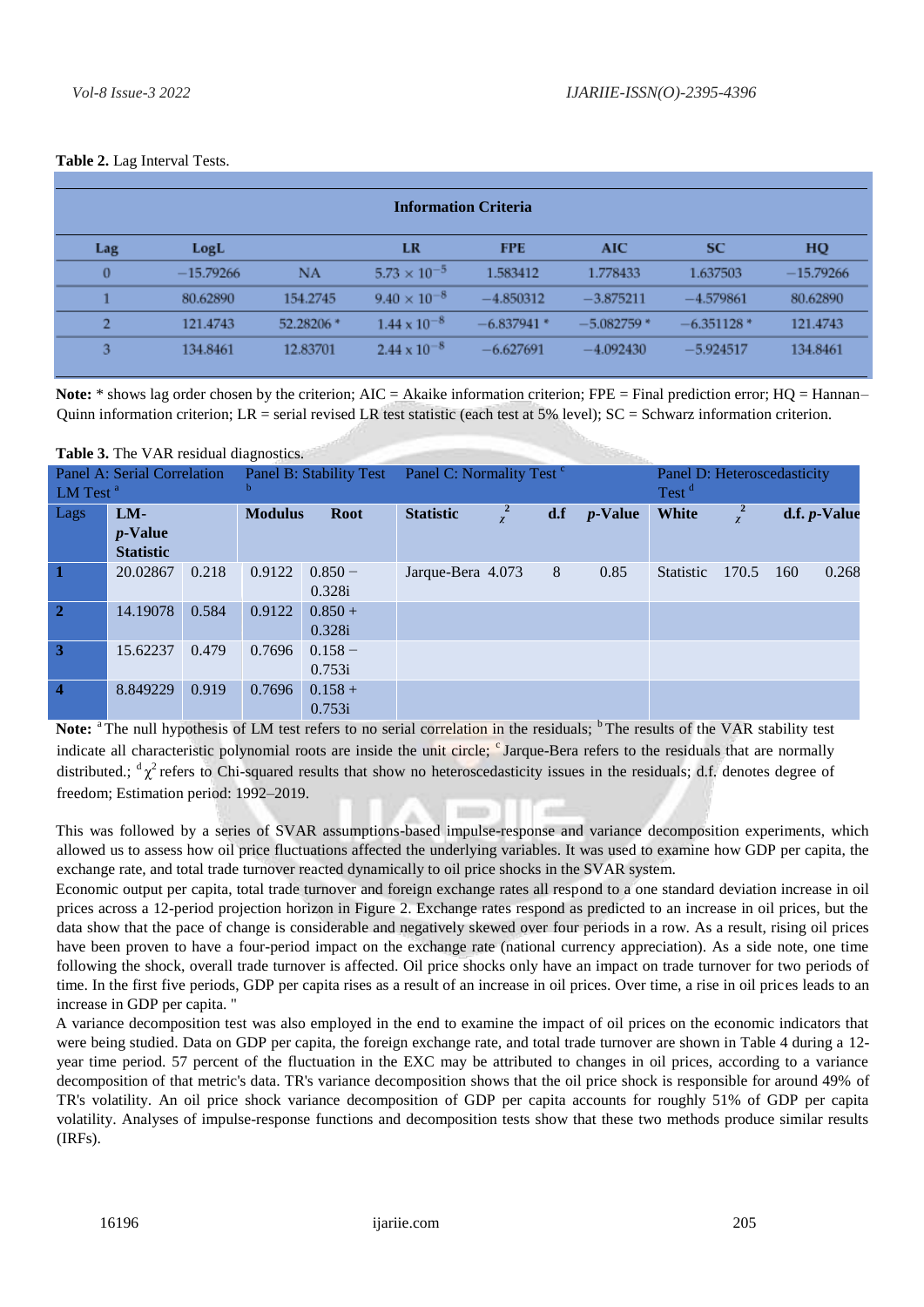**Table 2.** Lag Interval Tests.

| Information Criteria | | | | | | | |
|---|---|---|---|---|---|---|---|
| Lag | LogL | | LR | FPE | AIC | SC | HQ |
| 0 | −15.79266 | NA | $5.73 \times 10^{-5}$ | 1.583412 | 1.778433 | 1.637503 | −15.79266 |
| 1 | 80.62890 | 154.2745 | $9.40 \times 10^{-8}$ | −4.850312 | −3.875211 | −4.579861 | 80.62890 |
| 2 | 121.4743 | 52.28206 * | $1.44 \times 10^{-8}$ | −6.837941 * | −5.082759 * | −6.351128 * | 121.4743 |
| 3 | 134.8461 | 12.83701 | $2.44 \times 10^{-8}$ | −6.627691 | −4.092430 | −5.924517 | 134.8461 |

**Note:** * shows lag order chosen by the criterion; AIC = Akaike information criterion; FPE = Final prediction error; HQ = Hannan–Quinn information criterion; LR = serial revised LR test statistic (each test at 5% level); SC = Schwarz information criterion.

**Table 3.** The VAR residual diagnostics.

| Panel A: Serial Correlation LM Test [a] | | | Panel B: Stability Test [b] | | Panel C: Normality Test [c] | | | | Panel D: Heteroscedasticity Test [d] | | | |
|---|---|---|---|---|---|---|---|---|---|---|---|---|
| Lags | LM-Statistic | *p*-Value | Modulus | Root | Statistic | $\chi^2$ | d.f | *p*-Value | White | $\chi^2$ | d.f. | *p*-Value |
| 1 | 20.02867 | 0.218 | 0.9122 | 0.850 − 0.328i | Jarque-Bera | 4.073 | 8 | 0.85 | Statistic | 170.5 | 160 | 0.268 |
| 2 | 14.19078 | 0.584 | 0.9122 | 0.850 + 0.328i | | | | | | | | |
| 3 | 15.62237 | 0.479 | 0.7696 | 0.158 − 0.753i | | | | | | | | |
| 4 | 8.849229 | 0.919 | 0.7696 | 0.158 + 0.753i | | | | | | | | |

**Note:** [a] The null hypothesis of LM test refers to no serial correlation in the residuals; [b] The results of the VAR stability test indicate all characteristic polynomial roots are inside the unit circle; [c] Jarque-Bera refers to the residuals that are normally distributed.; [d] $\chi^2$ refers to Chi-squared results that show no heteroscedasticity issues in the residuals; d.f. denotes degree of freedom; Estimation period: 1992–2019.

This was followed by a series of SVAR assumptions-based impulse-response and variance decomposition experiments, which allowed us to assess how oil price fluctuations affected the underlying variables. It was used to examine how GDP per capita, the exchange rate, and total trade turnover reacted dynamically to oil price shocks in the SVAR system.

Economic output per capita, total trade turnover and foreign exchange rates all respond to a one standard deviation increase in oil prices across a 12-period projection horizon in Figure 2. Exchange rates respond as predicted to an increase in oil prices, but the data show that the pace of change is considerable and negatively skewed over four periods in a row. As a result, rising oil prices have been proven to have a four-period impact on the exchange rate (national currency appreciation). As a side note, one time following the shock, overall trade turnover is affected. Oil price shocks only have an impact on trade turnover for two periods of time. In the first five periods, GDP per capita rises as a result of an increase in oil prices. Over time, a rise in oil prices leads to an increase in GDP per capita. "

A variance decomposition test was also employed in the end to examine the impact of oil prices on the economic indicators that were being studied. Data on GDP per capita, the foreign exchange rate, and total trade turnover are shown in Table 4 during a 12-year time period. 57 percent of the fluctuation in the EXC may be attributed to changes in oil prices, according to a variance decomposition of that metric's data. TR's variance decomposition shows that the oil price shock is responsible for around 49% of TR's volatility. An oil price shock variance decomposition of GDP per capita accounts for roughly 51% of GDP per capita volatility. Analyses of impulse-response functions and decomposition tests show that these two methods produce similar results (IRFs).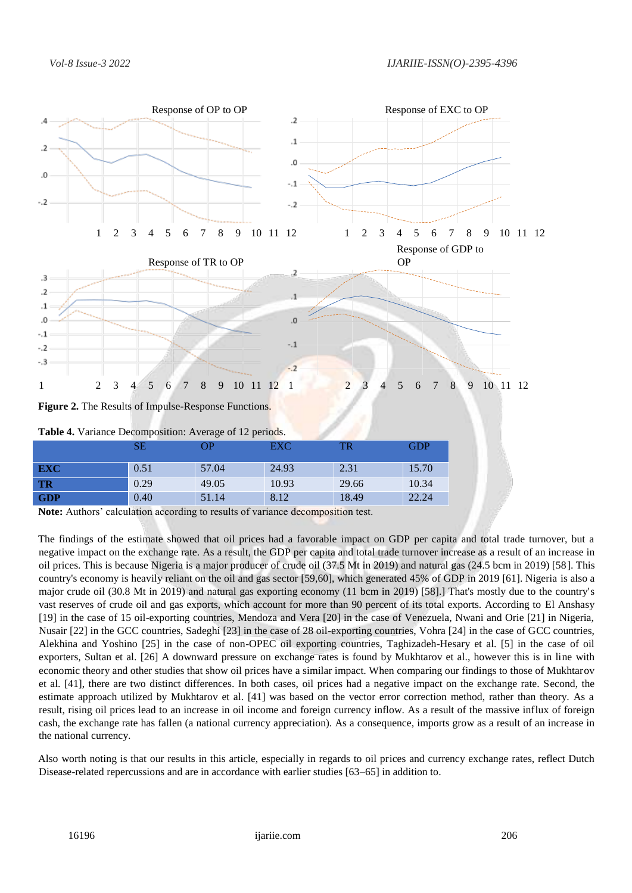**Figure 2.** The Results of Impulse-Response Functions.

**Table 4.** Variance Decomposition: Average of 12 periods.

| | SE | OP | EXC | TR | GDP |
|---|---|---|---|---|---|
| **EXC** | 0.51 | 57.04 | 24.93 | 2.31 | 15.70 |
| **TR** | 0.29 | 49.05 | 10.93 | 29.66 | 10.34 |
| **GDP** | 0.40 | 51.14 | 8.12 | 18.49 | 22.24 |

**Note:** Authors' calculation according to results of variance decomposition test.

The findings of the estimate showed that oil prices had a favorable impact on GDP per capita and total trade turnover, but a negative impact on the exchange rate. As a result, the GDP per capita and total trade turnover increase as a result of an increase in oil prices. This is because Nigeria is a major producer of crude oil (37.5 Mt in 2019) and natural gas (24.5 bcm in 2019) [58]. This country's economy is heavily reliant on the oil and gas sector [59,60], which generated 45% of GDP in 2019 [61]. Nigeria is also a major crude oil (30.8 Mt in 2019) and natural gas exporting economy (11 bcm in 2019) [58].] That's mostly due to the country's vast reserves of crude oil and gas exports, which account for more than 90 percent of its total exports. According to El Anshasy [19] in the case of 15 oil-exporting countries, Mendoza and Vera [20] in the case of Venezuela, Nwani and Orie [21] in Nigeria, Nusair [22] in the GCC countries, Sadeghi [23] in the case of 28 oil-exporting countries, Vohra [24] in the case of GCC countries, Alekhina and Yoshino [25] in the case of non-OPEC oil exporting countries, Taghizadeh-Hesary et al. [5] in the case of oil exporters, Sultan et al. [26] A downward pressure on exchange rates is found by Mukhtarov et al., however this is in line with economic theory and other studies that show oil prices have a similar impact. When comparing our findings to those of Mukhtarov et al. [41], there are two distinct differences. In both cases, oil prices had a negative impact on the exchange rate. Second, the estimate approach utilized by Mukhtarov et al. [41] was based on the vector error correction method, rather than theory. As a result, rising oil prices lead to an increase in oil income and foreign currency inflow. As a result of the massive influx of foreign cash, the exchange rate has fallen (a national currency appreciation). As a consequence, imports grow as a result of an increase in the national currency.

Also worth noting is that our results in this article, especially in regards to oil prices and currency exchange rates, reflect Dutch Disease-related repercussions and are in accordance with earlier studies [63–65] in addition to.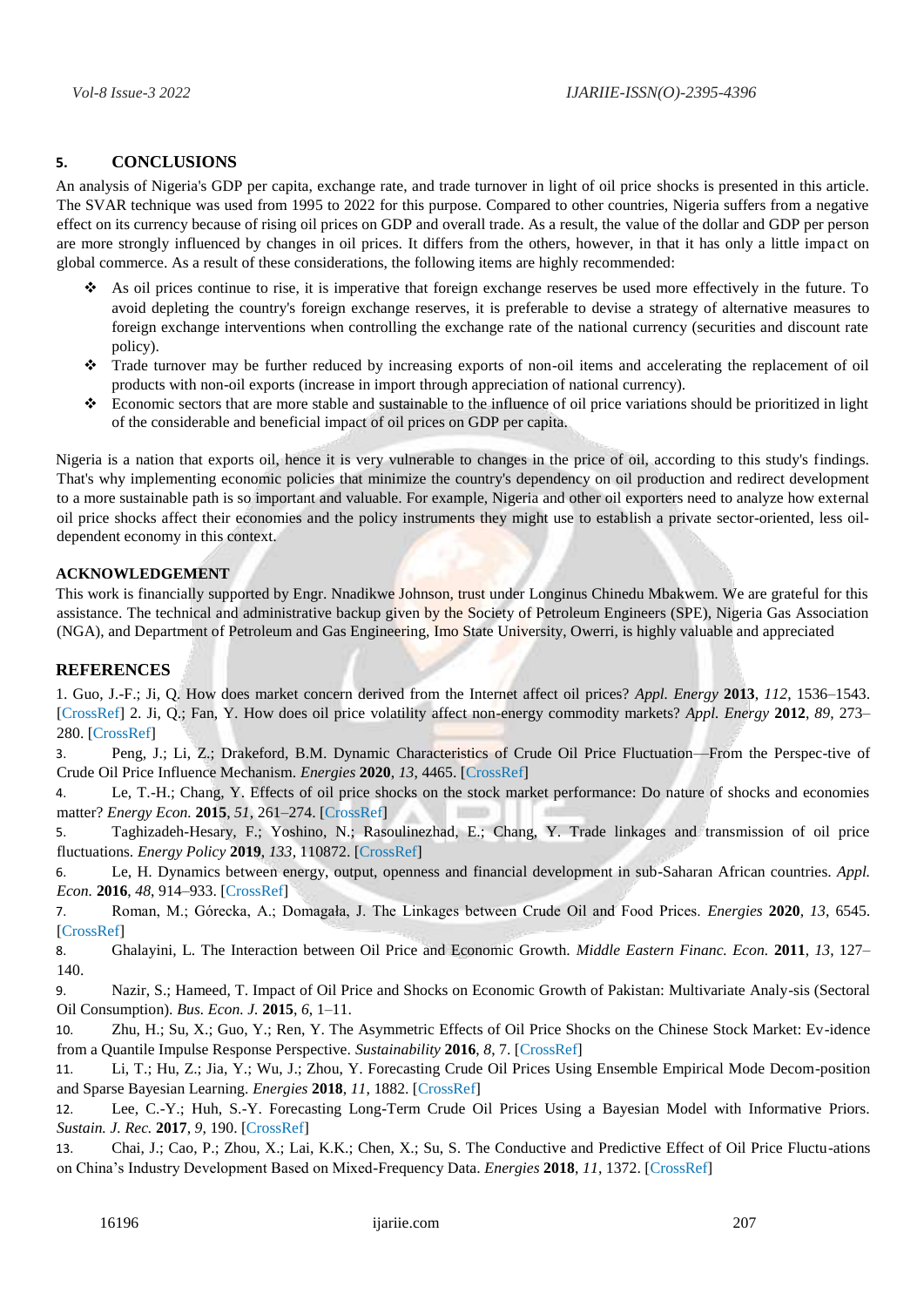## 5. CONCLUSIONS

An analysis of Nigeria's GDP per capita, exchange rate, and trade turnover in light of oil price shocks is presented in this article. The SVAR technique was used from 1995 to 2022 for this purpose. Compared to other countries, Nigeria suffers from a negative effect on its currency because of rising oil prices on GDP and overall trade. As a result, the value of the dollar and GDP per person are more strongly influenced by changes in oil prices. It differs from the others, however, in that it has only a little impact on global commerce. As a result of these considerations, the following items are highly recommended:

- As oil prices continue to rise, it is imperative that foreign exchange reserves be used more effectively in the future. To avoid depleting the country's foreign exchange reserves, it is preferable to devise a strategy of alternative measures to foreign exchange interventions when controlling the exchange rate of the national currency (securities and discount rate policy).
- Trade turnover may be further reduced by increasing exports of non-oil items and accelerating the replacement of oil products with non-oil exports (increase in import through appreciation of national currency).
- Economic sectors that are more stable and sustainable to the influence of oil price variations should be prioritized in light of the considerable and beneficial impact of oil prices on GDP per capita.

Nigeria is a nation that exports oil, hence it is very vulnerable to changes in the price of oil, according to this study's findings. That's why implementing economic policies that minimize the country's dependency on oil production and redirect development to a more sustainable path is so important and valuable. For example, Nigeria and other oil exporters need to analyze how external oil price shocks affect their economies and the policy instruments they might use to establish a private sector-oriented, less oil-dependent economy in this context.

### ACKNOWLEDGEMENT

This work is financially supported by Engr. Nnadikwe Johnson, trust under Longinus Chinedu Mbakwem. We are grateful for this assistance. The technical and administrative backup given by the Society of Petroleum Engineers (SPE), Nigeria Gas Association (NGA), and Department of Petroleum and Gas Engineering, Imo State University, Owerri, is highly valuable and appreciated

### REFERENCES

1. Guo, J.-F.; Ji, Q. How does market concern derived from the Internet affect oil prices? *Appl. Energy* **2013**, *112*, 1536–1543. [CrossRef] 2. Ji, Q.; Fan, Y. How does oil price volatility affect non-energy commodity markets? *Appl. Energy* **2012**, *89*, 273–280. [CrossRef]

3. Peng, J.; Li, Z.; Drakeford, B.M. Dynamic Characteristics of Crude Oil Price Fluctuation—From the Perspec-tive of Crude Oil Price Influence Mechanism. *Energies* **2020**, *13*, 4465. [CrossRef]

4. Le, T.-H.; Chang, Y. Effects of oil price shocks on the stock market performance: Do nature of shocks and economies matter? *Energy Econ.* **2015**, *51*, 261–274. [CrossRef]

5. Taghizadeh-Hesary, F.; Yoshino, N.; Rasoulinezhad, E.; Chang, Y. Trade linkages and transmission of oil price fluctuations. *Energy Policy* **2019**, *133*, 110872. [CrossRef]

6. Le, H. Dynamics between energy, output, openness and financial development in sub-Saharan African countries. *Appl. Econ.* **2016**, *48*, 914–933. [CrossRef]

7. Roman, M.; Górecka, A.; Domagała, J. The Linkages between Crude Oil and Food Prices. *Energies* **2020**, *13*, 6545. [CrossRef]

8. Ghalayini, L. The Interaction between Oil Price and Economic Growth. *Middle Eastern Financ. Econ.* **2011**, *13*, 127–140.

9. Nazir, S.; Hameed, T. Impact of Oil Price and Shocks on Economic Growth of Pakistan: Multivariate Analy-sis (Sectoral Oil Consumption). *Bus. Econ. J.* **2015**, *6*, 1–11.

10. Zhu, H.; Su, X.; Guo, Y.; Ren, Y. The Asymmetric Effects of Oil Price Shocks on the Chinese Stock Market: Ev-idence from a Quantile Impulse Response Perspective. *Sustainability* **2016**, *8*, 7. [CrossRef]

11. Li, T.; Hu, Z.; Jia, Y.; Wu, J.; Zhou, Y. Forecasting Crude Oil Prices Using Ensemble Empirical Mode Decom-position and Sparse Bayesian Learning. *Energies* **2018**, *11*, 1882. [CrossRef]

12. Lee, C.-Y.; Huh, S.-Y. Forecasting Long-Term Crude Oil Prices Using a Bayesian Model with Informative Priors. *Sustain. J. Rec.* **2017**, *9*, 190. [CrossRef]

13. Chai, J.; Cao, P.; Zhou, X.; Lai, K.K.; Chen, X.; Su, S. The Conductive and Predictive Effect of Oil Price Fluctu-ations on China's Industry Development Based on Mixed-Frequency Data. *Energies* **2018**, *11*, 1372. [CrossRef]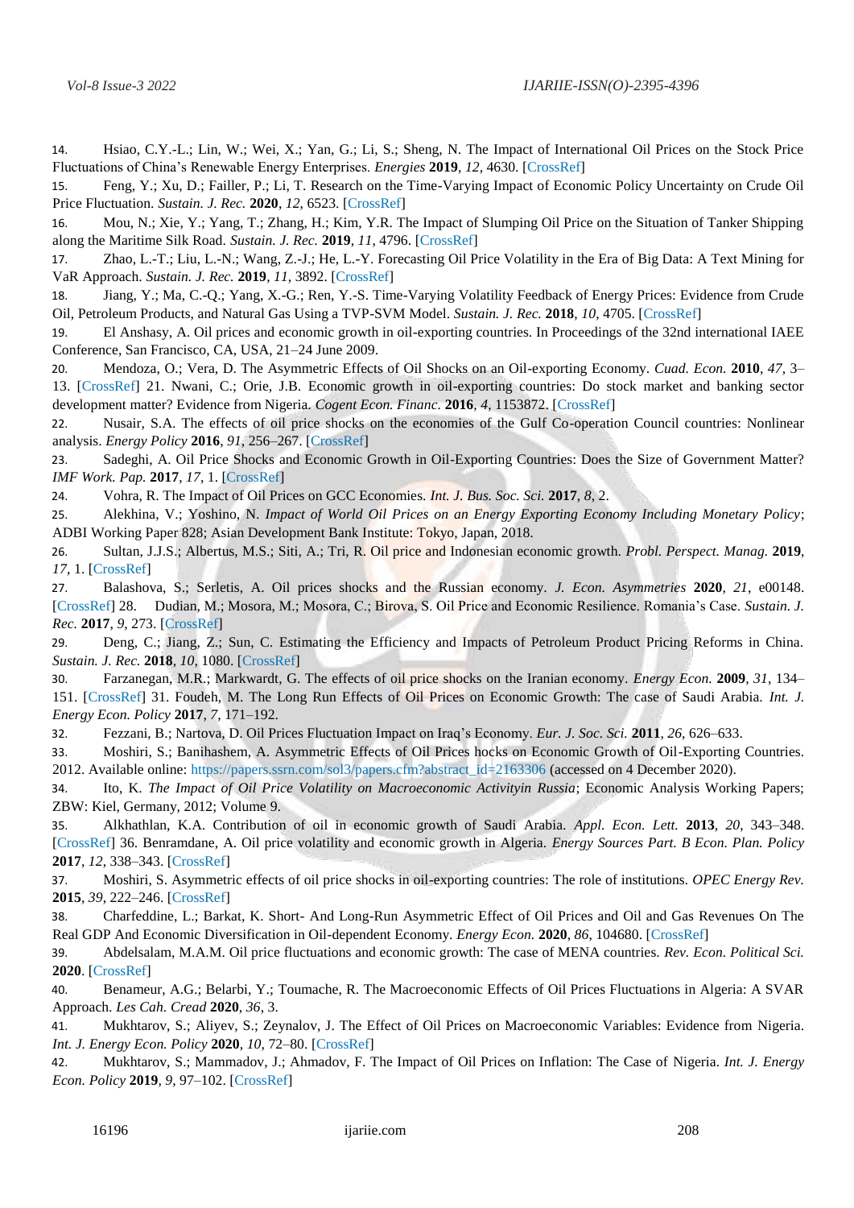14. Hsiao, C.Y.-L.; Lin, W.; Wei, X.; Yan, G.; Li, S.; Sheng, N. The Impact of International Oil Prices on the Stock Price Fluctuations of China's Renewable Energy Enterprises. *Energies* **2019**, *12*, 4630. [CrossRef]

15. Feng, Y.; Xu, D.; Failler, P.; Li, T. Research on the Time-Varying Impact of Economic Policy Uncertainty on Crude Oil Price Fluctuation. *Sustain. J. Rec.* **2020**, *12*, 6523. [CrossRef]

16. Mou, N.; Xie, Y.; Yang, T.; Zhang, H.; Kim, Y.R. The Impact of Slumping Oil Price on the Situation of Tanker Shipping along the Maritime Silk Road. *Sustain. J. Rec.* **2019**, *11*, 4796. [CrossRef]

17. Zhao, L.-T.; Liu, L.-N.; Wang, Z.-J.; He, L.-Y. Forecasting Oil Price Volatility in the Era of Big Data: A Text Mining for VaR Approach. *Sustain. J. Rec.* **2019**, *11*, 3892. [CrossRef]

18. Jiang, Y.; Ma, C.-Q.; Yang, X.-G.; Ren, Y.-S. Time-Varying Volatility Feedback of Energy Prices: Evidence from Crude Oil, Petroleum Products, and Natural Gas Using a TVP-SVM Model. *Sustain. J. Rec.* **2018**, *10*, 4705. [CrossRef]

19. El Anshasy, A. Oil prices and economic growth in oil-exporting countries. In Proceedings of the 32nd international IAEE Conference, San Francisco, CA, USA, 21–24 June 2009.

20. Mendoza, O.; Vera, D. The Asymmetric Effects of Oil Shocks on an Oil-exporting Economy. *Cuad. Econ.* **2010**, *47*, 3–13. [CrossRef] 21. Nwani, C.; Orie, J.B. Economic growth in oil-exporting countries: Do stock market and banking sector development matter? Evidence from Nigeria. *Cogent Econ. Financ.* **2016**, *4*, 1153872. [CrossRef]

22. Nusair, S.A. The effects of oil price shocks on the economies of the Gulf Co-operation Council countries: Nonlinear analysis. *Energy Policy* **2016**, *91*, 256–267. [CrossRef]

23. Sadeghi, A. Oil Price Shocks and Economic Growth in Oil-Exporting Countries: Does the Size of Government Matter? *IMF Work. Pap.* **2017**, *17*, 1. [CrossRef]

24. Vohra, R. The Impact of Oil Prices on GCC Economies. *Int. J. Bus. Soc. Sci.* **2017**, *8*, 2.

25. Alekhina, V.; Yoshino, N. *Impact of World Oil Prices on an Energy Exporting Economy Including Monetary Policy*; ADBI Working Paper 828; Asian Development Bank Institute: Tokyo, Japan, 2018.

26. Sultan, J.J.S.; Albertus, M.S.; Siti, A.; Tri, R. Oil price and Indonesian economic growth. *Probl. Perspect. Manag.* **2019**, *17*, 1. [CrossRef]

27. Balashova, S.; Serletis, A. Oil prices shocks and the Russian economy. *J. Econ. Asymmetries* **2020**, *21*, e00148. [CrossRef] 28. Dudian, M.; Mosora, M.; Mosora, C.; Birova, S. Oil Price and Economic Resilience. Romania's Case. *Sustain. J. Rec.* **2017**, *9*, 273. [CrossRef]

29. Deng, C.; Jiang, Z.; Sun, C. Estimating the Efficiency and Impacts of Petroleum Product Pricing Reforms in China. *Sustain. J. Rec.* **2018**, *10*, 1080. [CrossRef]

30. Farzanegan, M.R.; Markwardt, G. The effects of oil price shocks on the Iranian economy. *Energy Econ.* **2009**, *31*, 134–151. [CrossRef] 31. Foudeh, M. The Long Run Effects of Oil Prices on Economic Growth: The case of Saudi Arabia. *Int. J. Energy Econ. Policy* **2017**, *7*, 171–192.

32. Fezzani, B.; Nartova, D. Oil Prices Fluctuation Impact on Iraq's Economy. *Eur. J. Soc. Sci.* **2011**, *26*, 626–633.

33. Moshiri, S.; Banihashem, A. Asymmetric Effects of Oil Prices hocks on Economic Growth of Oil-Exporting Countries. 2012. Available online: https://papers.ssrn.com/sol3/papers.cfm?abstract_id=2163306 (accessed on 4 December 2020).

34. Ito, K. *The Impact of Oil Price Volatility on Macroeconomic Activityin Russia*; Economic Analysis Working Papers; ZBW: Kiel, Germany, 2012; Volume 9.

35. Alkhathlan, K.A. Contribution of oil in economic growth of Saudi Arabia. *Appl. Econ. Lett.* **2013**, *20*, 343–348. [CrossRef] 36. Benramdane, A. Oil price volatility and economic growth in Algeria. *Energy Sources Part. B Econ. Plan. Policy* **2017**, *12*, 338–343. [CrossRef]

37. Moshiri, S. Asymmetric effects of oil price shocks in oil-exporting countries: The role of institutions. *OPEC Energy Rev.* **2015**, *39*, 222–246. [CrossRef]

38. Charfeddine, L.; Barkat, K. Short- And Long-Run Asymmetric Effect of Oil Prices and Oil and Gas Revenues On The Real GDP And Economic Diversification in Oil-dependent Economy. *Energy Econ.* **2020**, *86*, 104680. [CrossRef]

39. Abdelsalam, M.A.M. Oil price fluctuations and economic growth: The case of MENA countries. *Rev. Econ. Political Sci.* **2020**. [CrossRef]

40. Benameur, A.G.; Belarbi, Y.; Toumache, R. The Macroeconomic Effects of Oil Prices Fluctuations in Algeria: A SVAR Approach. *Les Cah. Cread* **2020**, *36*, 3.

41. Mukhtarov, S.; Aliyev, S.; Zeynalov, J. The Effect of Oil Prices on Macroeconomic Variables: Evidence from Nigeria. *Int. J. Energy Econ. Policy* **2020**, *10*, 72–80. [CrossRef]

42. Mukhtarov, S.; Mammadov, J.; Ahmadov, F. The Impact of Oil Prices on Inflation: The Case of Nigeria. *Int. J. Energy Econ. Policy* **2019**, *9*, 97–102. [CrossRef]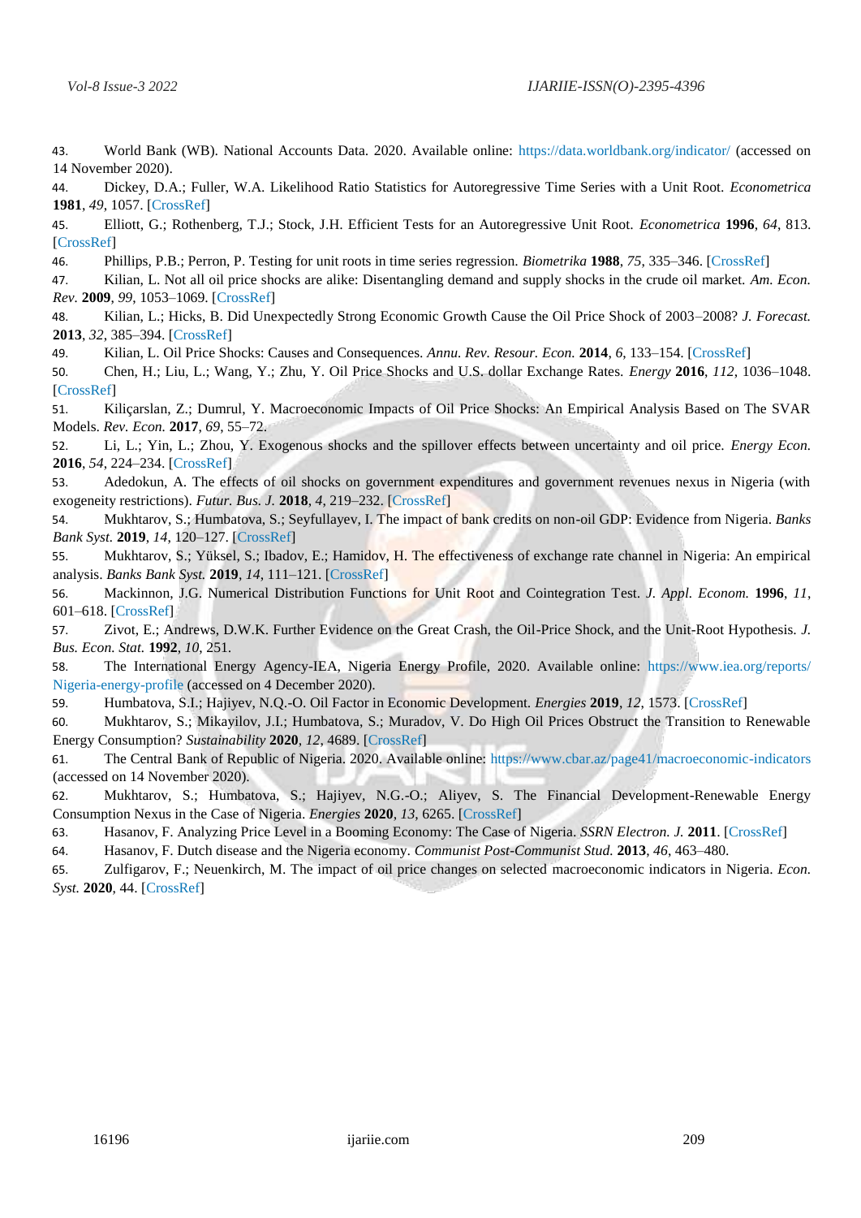43. World Bank (WB). National Accounts Data. 2020. Available online: https://data.worldbank.org/indicator/ (accessed on 14 November 2020).

44. Dickey, D.A.; Fuller, W.A. Likelihood Ratio Statistics for Autoregressive Time Series with a Unit Root. *Econometrica* **1981**, *49*, 1057. [CrossRef]

45. Elliott, G.; Rothenberg, T.J.; Stock, J.H. Efficient Tests for an Autoregressive Unit Root. *Econometrica* **1996**, *64*, 813. [CrossRef]

46. Phillips, P.B.; Perron, P. Testing for unit roots in time series regression. *Biometrika* **1988**, *75*, 335–346. [CrossRef]

47. Kilian, L. Not all oil price shocks are alike: Disentangling demand and supply shocks in the crude oil market. *Am. Econ. Rev.* **2009**, *99*, 1053–1069. [CrossRef]

48. Kilian, L.; Hicks, B. Did Unexpectedly Strong Economic Growth Cause the Oil Price Shock of 2003–2008? *J. Forecast.* **2013**, *32*, 385–394. [CrossRef]

49. Kilian, L. Oil Price Shocks: Causes and Consequences. *Annu. Rev. Resour. Econ.* **2014**, *6*, 133–154. [CrossRef]

50. Chen, H.; Liu, L.; Wang, Y.; Zhu, Y. Oil Price Shocks and U.S. dollar Exchange Rates. *Energy* **2016**, *112*, 1036–1048. [CrossRef]

51. Kiliçarslan, Z.; Dumrul, Y. Macroeconomic Impacts of Oil Price Shocks: An Empirical Analysis Based on The SVAR Models. *Rev. Econ.* **2017**, *69*, 55–72.

52. Li, L.; Yin, L.; Zhou, Y. Exogenous shocks and the spillover effects between uncertainty and oil price. *Energy Econ.* **2016**, *54*, 224–234. [CrossRef]

53. Adedokun, A. The effects of oil shocks on government expenditures and government revenues nexus in Nigeria (with exogeneity restrictions). *Futur. Bus. J.* **2018**, *4*, 219–232. [CrossRef]

54. Mukhtarov, S.; Humbatova, S.; Seyfullayev, I. The impact of bank credits on non-oil GDP: Evidence from Nigeria. *Banks Bank Syst.* **2019**, *14*, 120–127. [CrossRef]

55. Mukhtarov, S.; Yüksel, S.; Ibadov, E.; Hamidov, H. The effectiveness of exchange rate channel in Nigeria: An empirical analysis. *Banks Bank Syst.* **2019**, *14*, 111–121. [CrossRef]

56. Mackinnon, J.G. Numerical Distribution Functions for Unit Root and Cointegration Test. *J. Appl. Econom.* **1996**, *11*, 601–618. [CrossRef]

57. Zivot, E.; Andrews, D.W.K. Further Evidence on the Great Crash, the Oil-Price Shock, and the Unit-Root Hypothesis. *J. Bus. Econ. Stat.* **1992**, *10*, 251.

58. The International Energy Agency-IEA, Nigeria Energy Profile, 2020. Available online: https://www.iea.org/reports/Nigeria-energy-profile (accessed on 4 December 2020).

59. Humbatova, S.I.; Hajiyev, N.Q.-O. Oil Factor in Economic Development. *Energies* **2019**, *12*, 1573. [CrossRef]

60. Mukhtarov, S.; Mikayilov, J.I.; Humbatova, S.; Muradov, V. Do High Oil Prices Obstruct the Transition to Renewable Energy Consumption? *Sustainability* **2020**, *12*, 4689. [CrossRef]

61. The Central Bank of Republic of Nigeria. 2020. Available online: https://www.cbar.az/page41/macroeconomic-indicators (accessed on 14 November 2020).

62. Mukhtarov, S.; Humbatova, S.; Hajiyev, N.G.-O.; Aliyev, S. The Financial Development-Renewable Energy Consumption Nexus in the Case of Nigeria. *Energies* **2020**, *13*, 6265. [CrossRef]

63. Hasanov, F. Analyzing Price Level in a Booming Economy: The Case of Nigeria. *SSRN Electron. J.* **2011**. [CrossRef]

64. Hasanov, F. Dutch disease and the Nigeria economy. *Communist Post-Communist Stud.* **2013**, *46*, 463–480.

65. Zulfigarov, F.; Neuenkirch, M. The impact of oil price changes on selected macroeconomic indicators in Nigeria. *Econ. Syst.* **2020**, 44. [CrossRef]